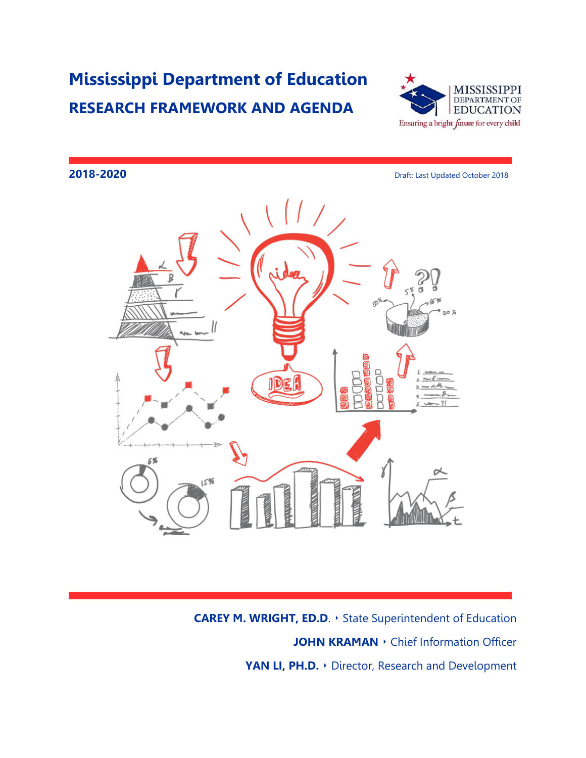# Mississippi Department of Education

## RESEARCH FRAMEWORK AND AGENDA

**2018-2020**

Draft: Last Updated October 2018

**CAREY M. WRIGHT, ED.D**. ‣ State Superintendent of Education

**JOHN KRAMAN** ‣ Chief Information Officer

**YAN LI, PH.D.** ‣ Director, Research and Development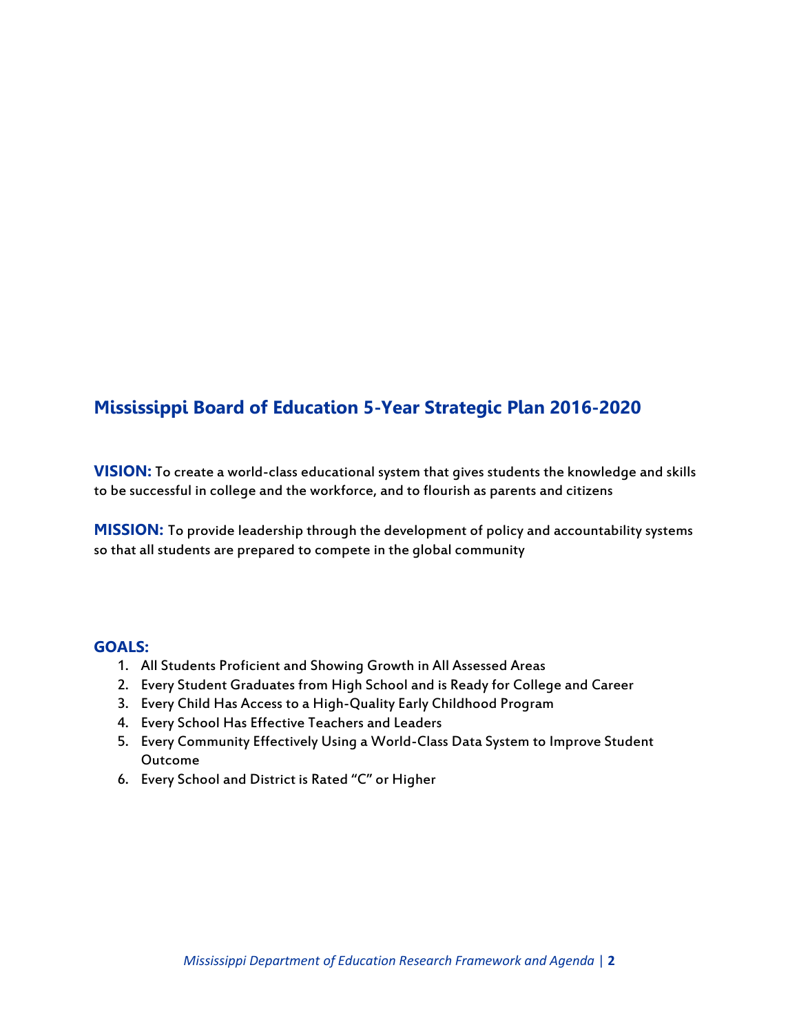## Mississippi Board of Education 5-Year Strategic Plan 2016-2020

**VISION:** To create a world-class educational system that gives students the knowledge and skills to be successful in college and the workforce, and to flourish as parents and citizens

**MISSION:** To provide leadership through the development of policy and accountability systems so that all students are prepared to compete in the global community

**GOALS:**

1. All Students Proficient and Showing Growth in All Assessed Areas
2. Every Student Graduates from High School and is Ready for College and Career
3. Every Child Has Access to a High-Quality Early Childhood Program
4. Every School Has Effective Teachers and Leaders
5. Every Community Effectively Using a World-Class Data System to Improve Student Outcome
6. Every School and District is Rated "C" or Higher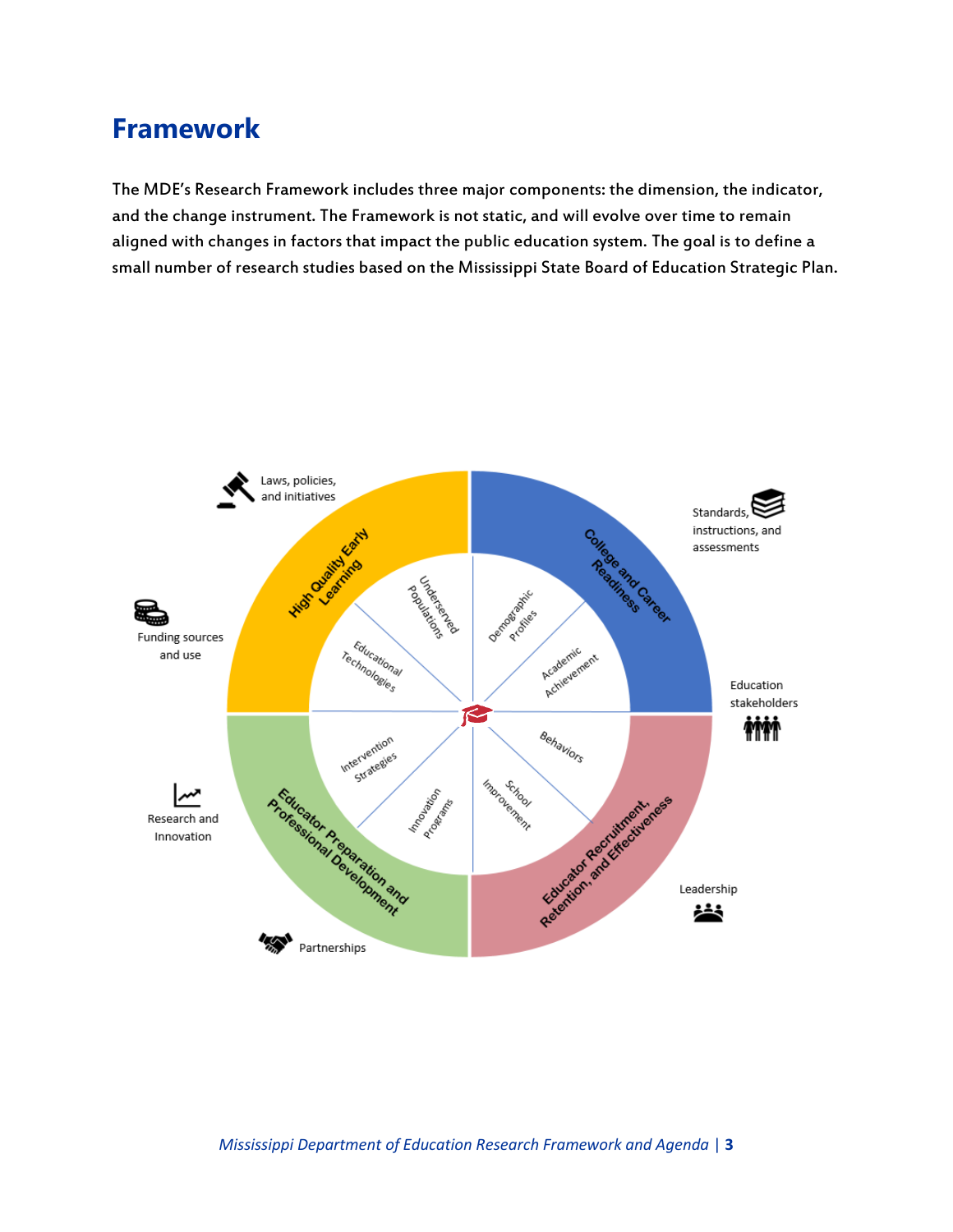# Framework

The MDE's Research Framework includes three major components: the dimension, the indicator, and the change instrument. The Framework is not static, and will evolve over time to remain aligned with changes in factors that impact the public education system. The goal is to define a small number of research studies based on the Mississippi State Board of Education Strategic Plan.

Laws, policies, and initiatives

Standards, instructions, and assessments

Funding sources and use

Education stakeholders

Research and Innovation

Leadership

Partnerships

High Quality Early Learning

College and Career Readiness

Educator Preparation and Professional Development

Educator Recruitment, Retention, and Effectiveness

Underserved Populations

Demographic Profiles

Educational Technologies

Academic Achievement

Intervention Strategies

Behaviors

Innovation Programs

School Improvement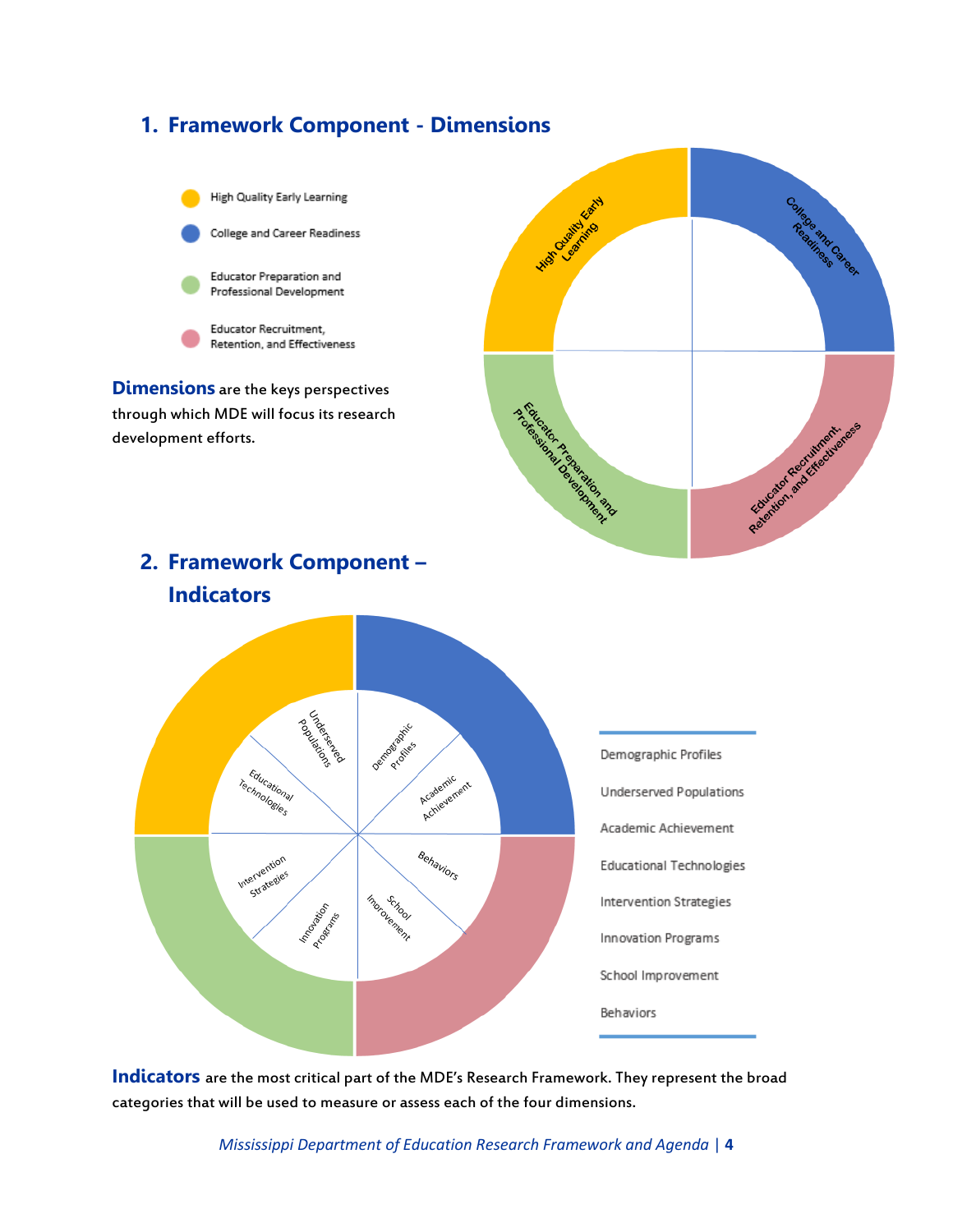## 1. Framework Component - Dimensions

- High Quality Early Learning
- College and Career Readiness
- Educator Preparation and Professional Development
- Educator Recruitment, Retention, and Effectiveness

**Dimensions** are the keys perspectives through which MDE will focus its research development efforts.

## 2. Framework Component – Indicators

- Demographic Profiles
- Underserved Populations
- Academic Achievement
- Educational Technologies
- Intervention Strategies
- Innovation Programs
- School Improvement
- Behaviors

**Indicators** are the most critical part of the MDE's Research Framework. They represent the broad categories that will be used to measure or assess each of the four dimensions.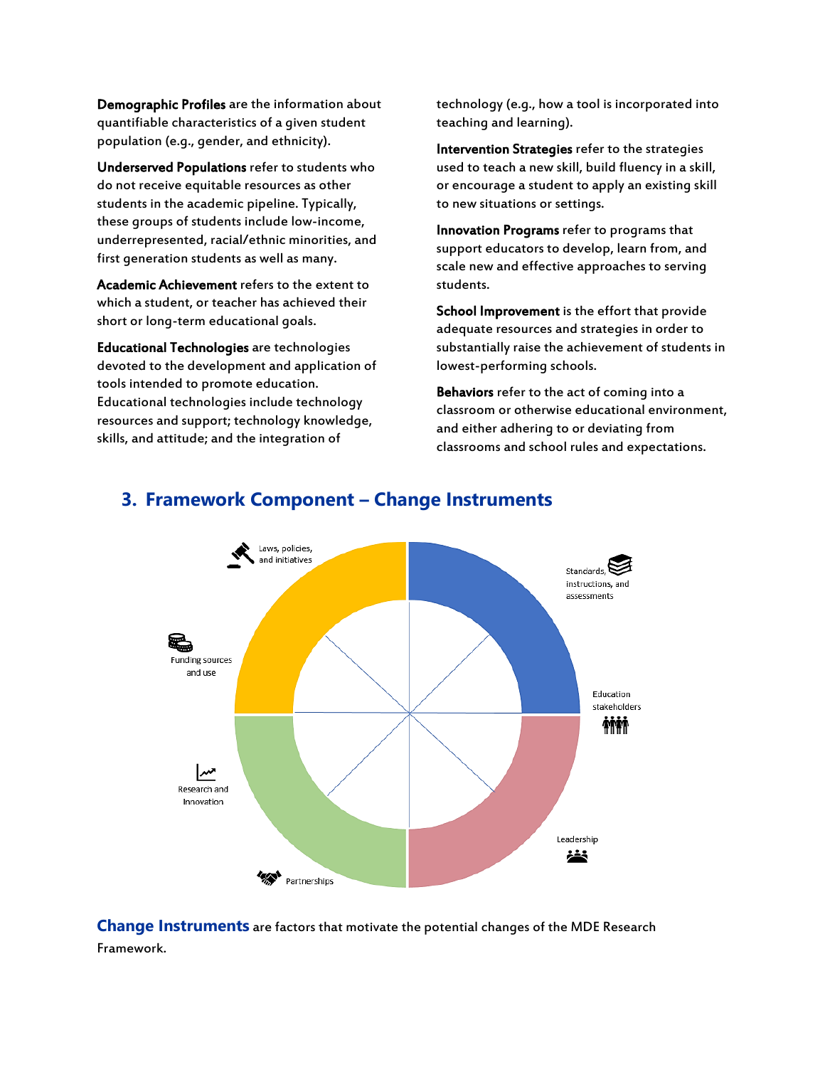**Demographic Profiles** are the information about quantifiable characteristics of a given student population (e.g., gender, and ethnicity).

**Underserved Populations** refer to students who do not receive equitable resources as other students in the academic pipeline. Typically, these groups of students include low-income, underrepresented, racial/ethnic minorities, and first generation students as well as many.

**Academic Achievement** refers to the extent to which a student, or teacher has achieved their short or long-term educational goals.

**Educational Technologies** are technologies devoted to the development and application of tools intended to promote education. Educational technologies include technology resources and support; technology knowledge, skills, and attitude; and the integration of technology (e.g., how a tool is incorporated into teaching and learning).

**Intervention Strategies** refer to the strategies used to teach a new skill, build fluency in a skill, or encourage a student to apply an existing skill to new situations or settings.

**Innovation Programs** refer to programs that support educators to develop, learn from, and scale new and effective approaches to serving students.

**School Improvement** is the effort that provide adequate resources and strategies in order to substantially raise the achievement of students in lowest-performing schools.

**Behaviors** refer to the act of coming into a classroom or otherwise educational environment, and either adhering to or deviating from classrooms and school rules and expectations.

## 3. Framework Component – Change Instruments

Laws, policies, and initiatives

Standards, instructions, and assessments

Funding sources and use

Education stakeholders

Research and Innovation

Leadership

Partnerships

**Change Instruments** are factors that motivate the potential changes of the MDE Research Framework.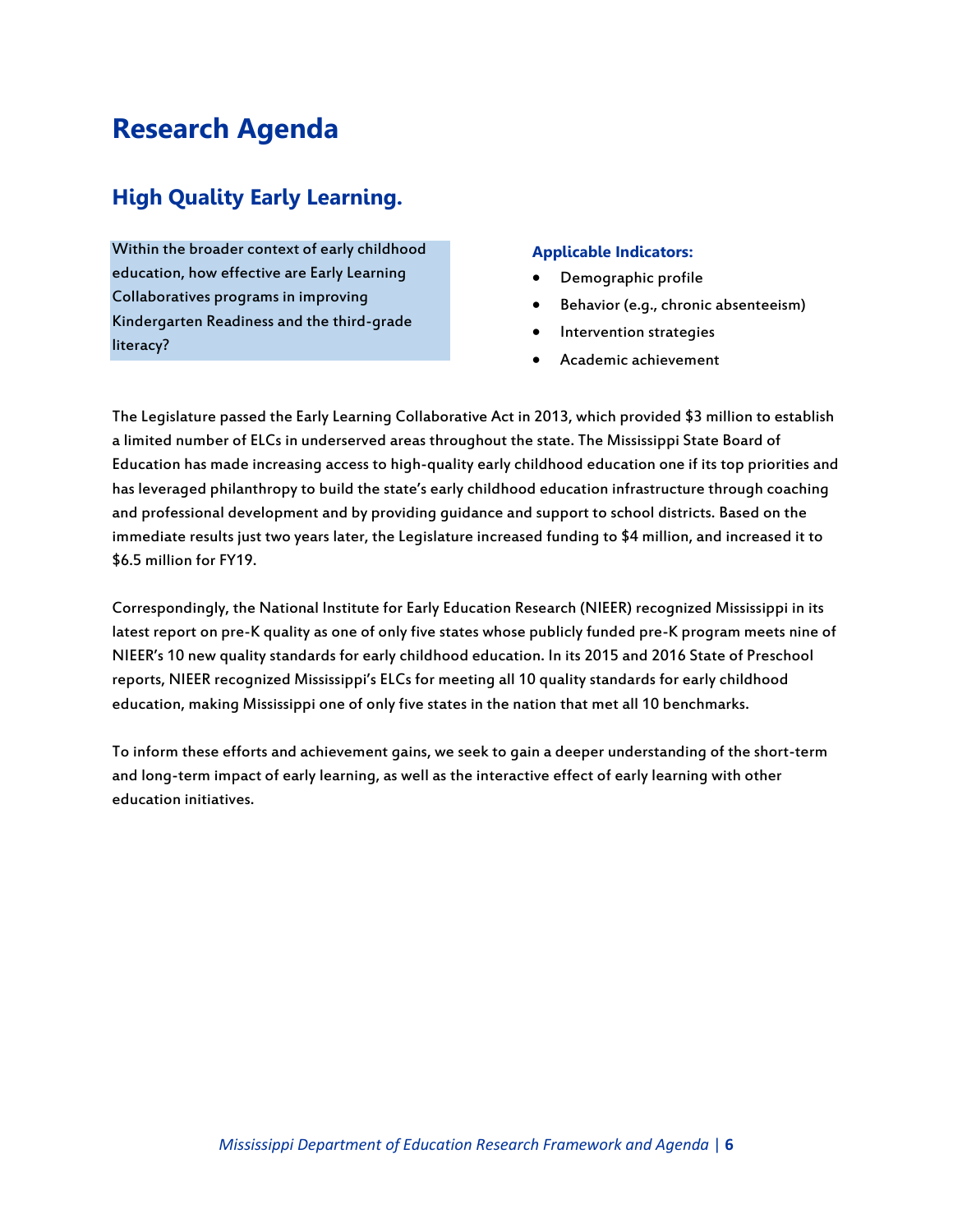# Research Agenda

## High Quality Early Learning.

Within the broader context of early childhood education, how effective are Early Learning Collaboratives programs in improving Kindergarten Readiness and the third-grade literacy?

**Applicable Indicators:**

- Demographic profile
- Behavior (e.g., chronic absenteeism)
- Intervention strategies
- Academic achievement

The Legislature passed the Early Learning Collaborative Act in 2013, which provided $3 million to establish a limited number of ELCs in underserved areas throughout the state. The Mississippi State Board of Education has made increasing access to high-quality early childhood education one if its top priorities and has leveraged philanthropy to build the state's early childhood education infrastructure through coaching and professional development and by providing guidance and support to school districts. Based on the immediate results just two years later, the Legislature increased funding to $4 million, and increased it to $6.5 million for FY19.

Correspondingly, the National Institute for Early Education Research (NIEER) recognized Mississippi in its latest report on pre-K quality as one of only five states whose publicly funded pre-K program meets nine of NIEER's 10 new quality standards for early childhood education. In its 2015 and 2016 State of Preschool reports, NIEER recognized Mississippi's ELCs for meeting all 10 quality standards for early childhood education, making Mississippi one of only five states in the nation that met all 10 benchmarks.

To inform these efforts and achievement gains, we seek to gain a deeper understanding of the short-term and long-term impact of early learning, as well as the interactive effect of early learning with other education initiatives.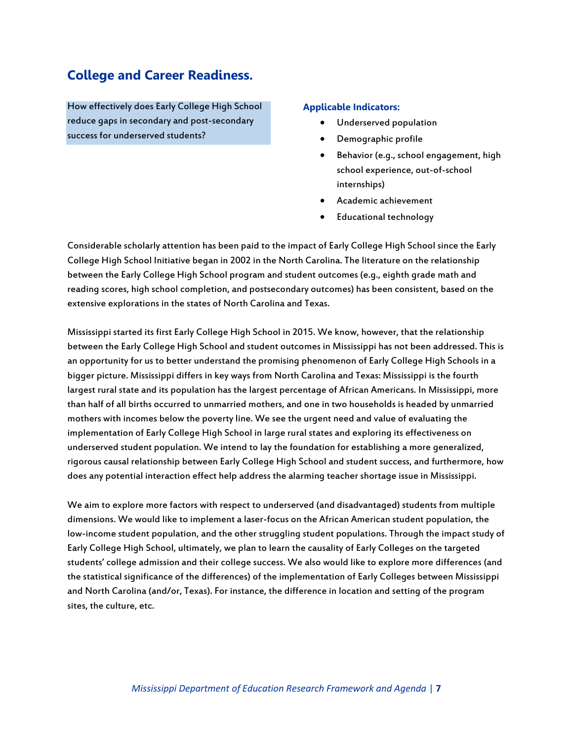## College and Career Readiness.

How effectively does Early College High School reduce gaps in secondary and post-secondary success for underserved students?

**Applicable Indicators:**

- Underserved population
- Demographic profile
- Behavior (e.g., school engagement, high school experience, out-of-school internships)
- Academic achievement
- Educational technology

Considerable scholarly attention has been paid to the impact of Early College High School since the Early College High School Initiative began in 2002 in the North Carolina. The literature on the relationship between the Early College High School program and student outcomes (e.g., eighth grade math and reading scores, high school completion, and postsecondary outcomes) has been consistent, based on the extensive explorations in the states of North Carolina and Texas.

Mississippi started its first Early College High School in 2015. We know, however, that the relationship between the Early College High School and student outcomes in Mississippi has not been addressed. This is an opportunity for us to better understand the promising phenomenon of Early College High Schools in a bigger picture. Mississippi differs in key ways from North Carolina and Texas: Mississippi is the fourth largest rural state and its population has the largest percentage of African Americans. In Mississippi, more than half of all births occurred to unmarried mothers, and one in two households is headed by unmarried mothers with incomes below the poverty line. We see the urgent need and value of evaluating the implementation of Early College High School in large rural states and exploring its effectiveness on underserved student population. We intend to lay the foundation for establishing a more generalized, rigorous causal relationship between Early College High School and student success, and furthermore, how does any potential interaction effect help address the alarming teacher shortage issue in Mississippi.

We aim to explore more factors with respect to underserved (and disadvantaged) students from multiple dimensions. We would like to implement a laser-focus on the African American student population, the low-income student population, and the other struggling student populations. Through the impact study of Early College High School, ultimately, we plan to learn the causality of Early Colleges on the targeted students' college admission and their college success. We also would like to explore more differences (and the statistical significance of the differences) of the implementation of Early Colleges between Mississippi and North Carolina (and/or, Texas). For instance, the difference in location and setting of the program sites, the culture, etc.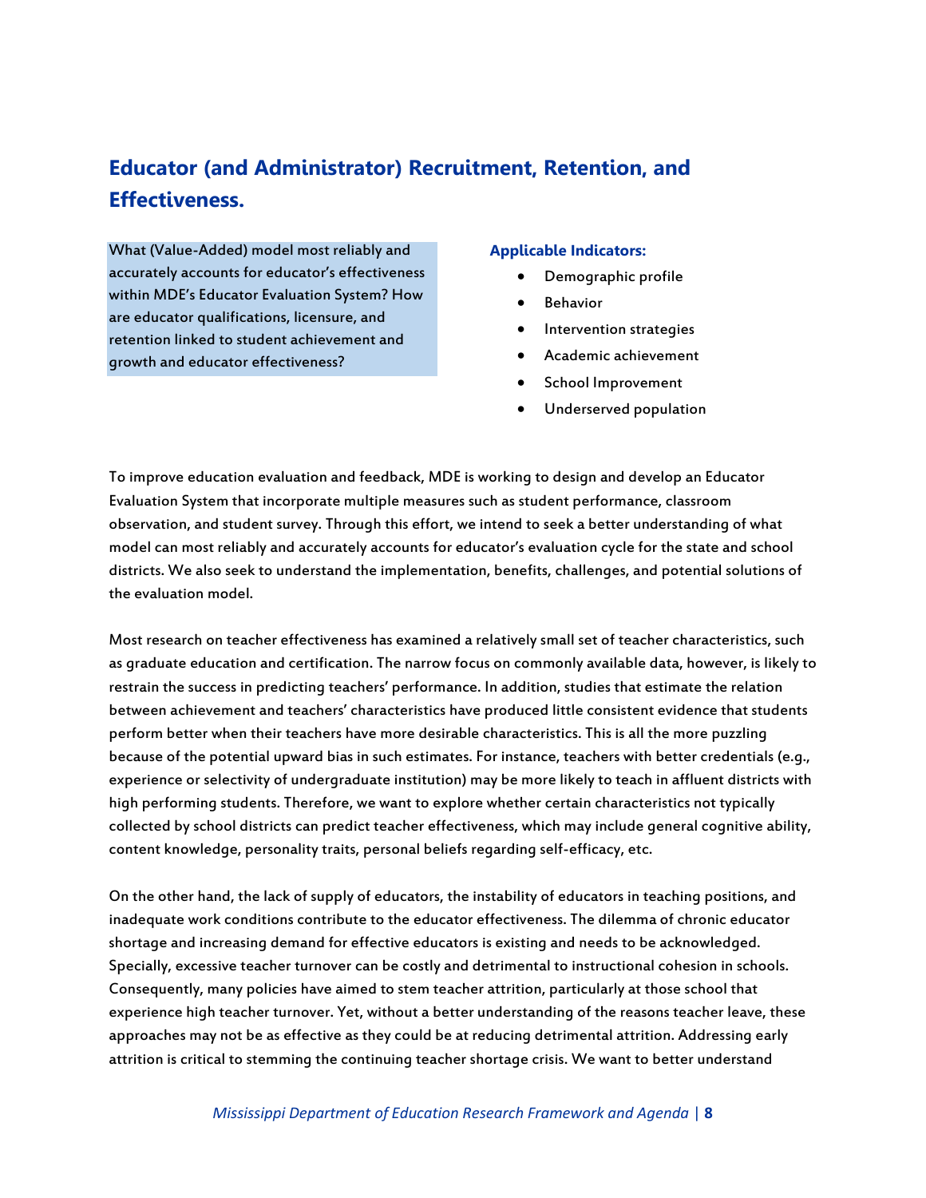## Educator (and Administrator) Recruitment, Retention, and Effectiveness.

What (Value-Added) model most reliably and accurately accounts for educator's effectiveness within MDE's Educator Evaluation System? How are educator qualifications, licensure, and retention linked to student achievement and growth and educator effectiveness?

**Applicable Indicators:**

- Demographic profile
- Behavior
- Intervention strategies
- Academic achievement
- School Improvement
- Underserved population

To improve education evaluation and feedback, MDE is working to design and develop an Educator Evaluation System that incorporate multiple measures such as student performance, classroom observation, and student survey. Through this effort, we intend to seek a better understanding of what model can most reliably and accurately accounts for educator's evaluation cycle for the state and school districts. We also seek to understand the implementation, benefits, challenges, and potential solutions of the evaluation model.

Most research on teacher effectiveness has examined a relatively small set of teacher characteristics, such as graduate education and certification. The narrow focus on commonly available data, however, is likely to restrain the success in predicting teachers' performance. In addition, studies that estimate the relation between achievement and teachers' characteristics have produced little consistent evidence that students perform better when their teachers have more desirable characteristics. This is all the more puzzling because of the potential upward bias in such estimates. For instance, teachers with better credentials (e.g., experience or selectivity of undergraduate institution) may be more likely to teach in affluent districts with high performing students. Therefore, we want to explore whether certain characteristics not typically collected by school districts can predict teacher effectiveness, which may include general cognitive ability, content knowledge, personality traits, personal beliefs regarding self-efficacy, etc.

On the other hand, the lack of supply of educators, the instability of educators in teaching positions, and inadequate work conditions contribute to the educator effectiveness. The dilemma of chronic educator shortage and increasing demand for effective educators is existing and needs to be acknowledged. Specially, excessive teacher turnover can be costly and detrimental to instructional cohesion in schools. Consequently, many policies have aimed to stem teacher attrition, particularly at those school that experience high teacher turnover. Yet, without a better understanding of the reasons teacher leave, these approaches may not be as effective as they could be at reducing detrimental attrition. Addressing early attrition is critical to stemming the continuing teacher shortage crisis. We want to better understand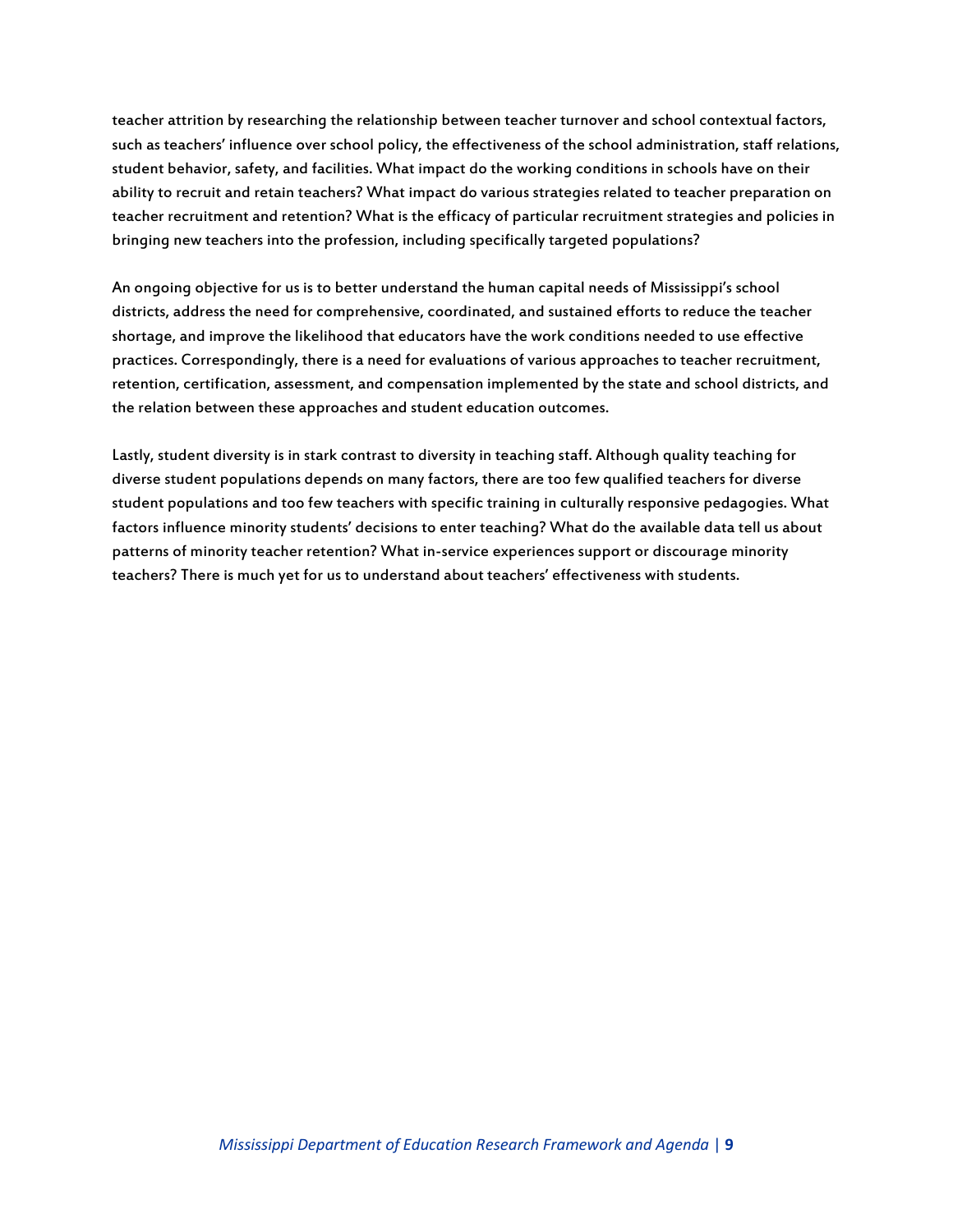teacher attrition by researching the relationship between teacher turnover and school contextual factors, such as teachers' influence over school policy, the effectiveness of the school administration, staff relations, student behavior, safety, and facilities. What impact do the working conditions in schools have on their ability to recruit and retain teachers? What impact do various strategies related to teacher preparation on teacher recruitment and retention? What is the efficacy of particular recruitment strategies and policies in bringing new teachers into the profession, including specifically targeted populations?

An ongoing objective for us is to better understand the human capital needs of Mississippi's school districts, address the need for comprehensive, coordinated, and sustained efforts to reduce the teacher shortage, and improve the likelihood that educators have the work conditions needed to use effective practices. Correspondingly, there is a need for evaluations of various approaches to teacher recruitment, retention, certification, assessment, and compensation implemented by the state and school districts, and the relation between these approaches and student education outcomes.

Lastly, student diversity is in stark contrast to diversity in teaching staff. Although quality teaching for diverse student populations depends on many factors, there are too few qualified teachers for diverse student populations and too few teachers with specific training in culturally responsive pedagogies. What factors influence minority students' decisions to enter teaching? What do the available data tell us about patterns of minority teacher retention? What in-service experiences support or discourage minority teachers? There is much yet for us to understand about teachers' effectiveness with students.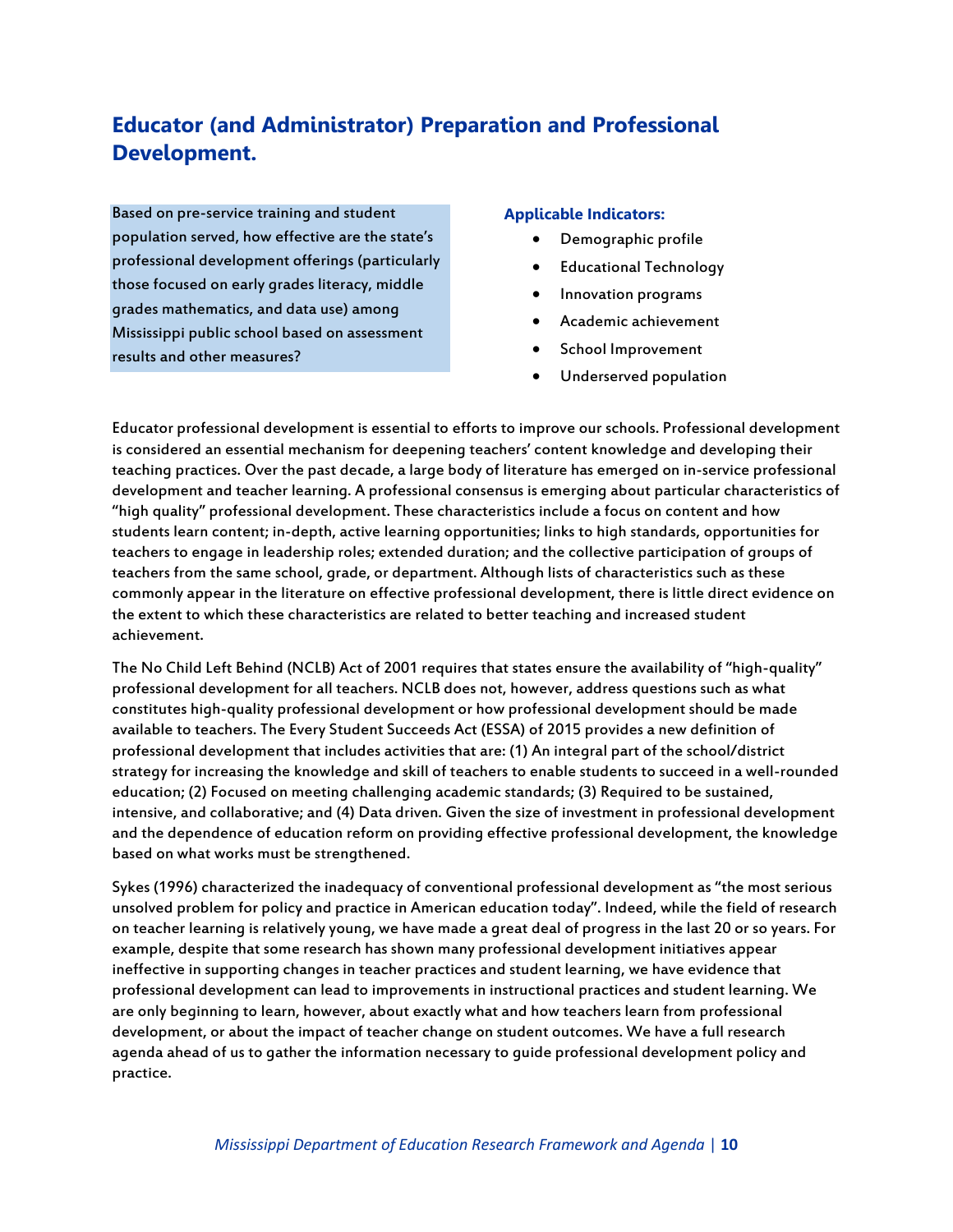## Educator (and Administrator) Preparation and Professional Development.

Based on pre-service training and student population served, how effective are the state's professional development offerings (particularly those focused on early grades literacy, middle grades mathematics, and data use) among Mississippi public school based on assessment results and other measures?

**Applicable Indicators:**

- Demographic profile
- Educational Technology
- Innovation programs
- Academic achievement
- School Improvement
- Underserved population

Educator professional development is essential to efforts to improve our schools. Professional development is considered an essential mechanism for deepening teachers' content knowledge and developing their teaching practices. Over the past decade, a large body of literature has emerged on in-service professional development and teacher learning. A professional consensus is emerging about particular characteristics of "high quality" professional development. These characteristics include a focus on content and how students learn content; in-depth, active learning opportunities; links to high standards, opportunities for teachers to engage in leadership roles; extended duration; and the collective participation of groups of teachers from the same school, grade, or department. Although lists of characteristics such as these commonly appear in the literature on effective professional development, there is little direct evidence on the extent to which these characteristics are related to better teaching and increased student achievement.

The No Child Left Behind (NCLB) Act of 2001 requires that states ensure the availability of "high-quality" professional development for all teachers. NCLB does not, however, address questions such as what constitutes high-quality professional development or how professional development should be made available to teachers. The Every Student Succeeds Act (ESSA) of 2015 provides a new definition of professional development that includes activities that are: (1) An integral part of the school/district strategy for increasing the knowledge and skill of teachers to enable students to succeed in a well-rounded education; (2) Focused on meeting challenging academic standards; (3) Required to be sustained, intensive, and collaborative; and (4) Data driven. Given the size of investment in professional development and the dependence of education reform on providing effective professional development, the knowledge based on what works must be strengthened.

Sykes (1996) characterized the inadequacy of conventional professional development as "the most serious unsolved problem for policy and practice in American education today". Indeed, while the field of research on teacher learning is relatively young, we have made a great deal of progress in the last 20 or so years. For example, despite that some research has shown many professional development initiatives appear ineffective in supporting changes in teacher practices and student learning, we have evidence that professional development can lead to improvements in instructional practices and student learning. We are only beginning to learn, however, about exactly what and how teachers learn from professional development, or about the impact of teacher change on student outcomes. We have a full research agenda ahead of us to gather the information necessary to guide professional development policy and practice.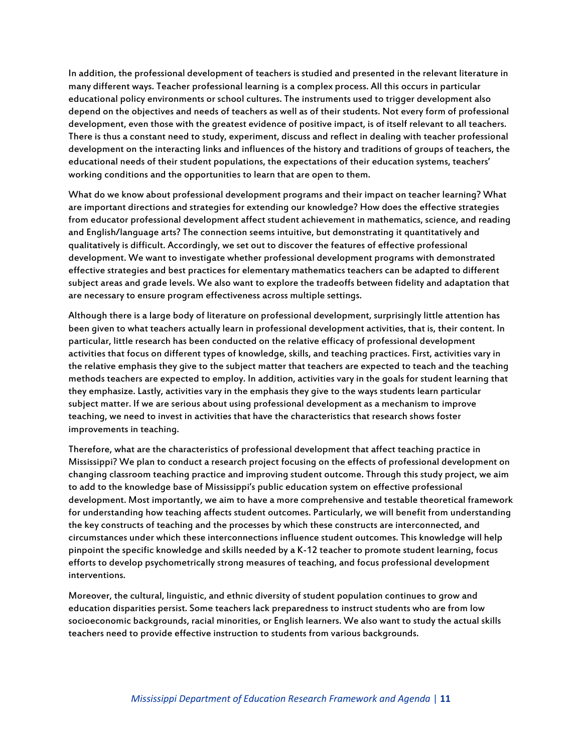In addition, the professional development of teachers is studied and presented in the relevant literature in many different ways. Teacher professional learning is a complex process. All this occurs in particular educational policy environments or school cultures. The instruments used to trigger development also depend on the objectives and needs of teachers as well as of their students. Not every form of professional development, even those with the greatest evidence of positive impact, is of itself relevant to all teachers. There is thus a constant need to study, experiment, discuss and reflect in dealing with teacher professional development on the interacting links and influences of the history and traditions of groups of teachers, the educational needs of their student populations, the expectations of their education systems, teachers' working conditions and the opportunities to learn that are open to them.

What do we know about professional development programs and their impact on teacher learning? What are important directions and strategies for extending our knowledge? How does the effective strategies from educator professional development affect student achievement in mathematics, science, and reading and English/language arts? The connection seems intuitive, but demonstrating it quantitatively and qualitatively is difficult. Accordingly, we set out to discover the features of effective professional development. We want to investigate whether professional development programs with demonstrated effective strategies and best practices for elementary mathematics teachers can be adapted to different subject areas and grade levels. We also want to explore the tradeoffs between fidelity and adaptation that are necessary to ensure program effectiveness across multiple settings.

Although there is a large body of literature on professional development, surprisingly little attention has been given to what teachers actually learn in professional development activities, that is, their content. In particular, little research has been conducted on the relative efficacy of professional development activities that focus on different types of knowledge, skills, and teaching practices. First, activities vary in the relative emphasis they give to the subject matter that teachers are expected to teach and the teaching methods teachers are expected to employ. In addition, activities vary in the goals for student learning that they emphasize. Lastly, activities vary in the emphasis they give to the ways students learn particular subject matter. If we are serious about using professional development as a mechanism to improve teaching, we need to invest in activities that have the characteristics that research shows foster improvements in teaching.

Therefore, what are the characteristics of professional development that affect teaching practice in Mississippi? We plan to conduct a research project focusing on the effects of professional development on changing classroom teaching practice and improving student outcome. Through this study project, we aim to add to the knowledge base of Mississippi's public education system on effective professional development. Most importantly, we aim to have a more comprehensive and testable theoretical framework for understanding how teaching affects student outcomes. Particularly, we will benefit from understanding the key constructs of teaching and the processes by which these constructs are interconnected, and circumstances under which these interconnections influence student outcomes. This knowledge will help pinpoint the specific knowledge and skills needed by a K-12 teacher to promote student learning, focus efforts to develop psychometrically strong measures of teaching, and focus professional development interventions.

Moreover, the cultural, linguistic, and ethnic diversity of student population continues to grow and education disparities persist. Some teachers lack preparedness to instruct students who are from low socioeconomic backgrounds, racial minorities, or English learners. We also want to study the actual skills teachers need to provide effective instruction to students from various backgrounds.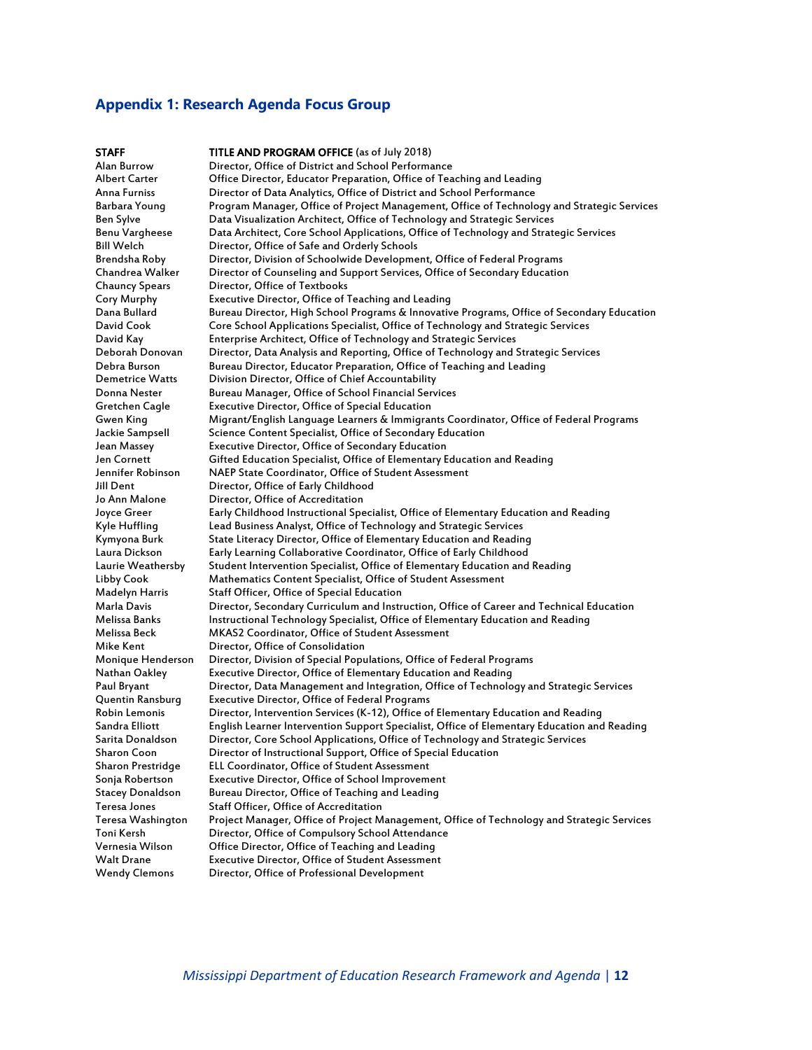## Appendix 1: Research Agenda Focus Group

| STAFF | TITLE AND PROGRAM OFFICE (as of July 2018) |
| --- | --- |
| Alan Burrow | Director, Office of District and School Performance |
| Albert Carter | Office Director, Educator Preparation, Office of Teaching and Leading |
| Anna Furniss | Director of Data Analytics, Office of District and School Performance |
| Barbara Young | Program Manager, Office of Project Management, Office of Technology and Strategic Services |
| Ben Sylve | Data Visualization Architect, Office of Technology and Strategic Services |
| Benu Vargheese | Data Architect, Core School Applications, Office of Technology and Strategic Services |
| Bill Welch | Director, Office of Safe and Orderly Schools |
| Brendsha Roby | Director, Division of Schoolwide Development, Office of Federal Programs |
| Chandrea Walker | Director of Counseling and Support Services, Office of Secondary Education |
| Chauncy Spears | Director, Office of Textbooks |
| Cory Murphy | Executive Director, Office of Teaching and Leading |
| Dana Bullard | Bureau Director, High School Programs & Innovative Programs, Office of Secondary Education |
| David Cook | Core School Applications Specialist, Office of Technology and Strategic Services |
| David Kay | Enterprise Architect, Office of Technology and Strategic Services |
| Deborah Donovan | Director, Data Analysis and Reporting, Office of Technology and Strategic Services |
| Debra Burson | Bureau Director, Educator Preparation, Office of Teaching and Leading |
| Demetrice Watts | Division Director, Office of Chief Accountability |
| Donna Nester | Bureau Manager, Office of School Financial Services |
| Gretchen Cagle | Executive Director, Office of Special Education |
| Gwen King | Migrant/English Language Learners & Immigrants Coordinator, Office of Federal Programs |
| Jackie Sampsell | Science Content Specialist, Office of Secondary Education |
| Jean Massey | Executive Director, Office of Secondary Education |
| Jen Cornett | Gifted Education Specialist, Office of Elementary Education and Reading |
| Jennifer Robinson | NAEP State Coordinator, Office of Student Assessment |
| Jill Dent | Director, Office of Early Childhood |
| Jo Ann Malone | Director, Office of Accreditation |
| Joyce Greer | Early Childhood Instructional Specialist, Office of Elementary Education and Reading |
| Kyle Huffling | Lead Business Analyst, Office of Technology and Strategic Services |
| Kymyona Burk | State Literacy Director, Office of Elementary Education and Reading |
| Laura Dickson | Early Learning Collaborative Coordinator, Office of Early Childhood |
| Laurie Weathersby | Student Intervention Specialist, Office of Elementary Education and Reading |
| Libby Cook | Mathematics Content Specialist, Office of Student Assessment |
| Madelyn Harris | Staff Officer, Office of Special Education |
| Marla Davis | Director, Secondary Curriculum and Instruction, Office of Career and Technical Education |
| Melissa Banks | Instructional Technology Specialist, Office of Elementary Education and Reading |
| Melissa Beck | MKAS2 Coordinator, Office of Student Assessment |
| Mike Kent | Director, Office of Consolidation |
| Monique Henderson | Director, Division of Special Populations, Office of Federal Programs |
| Nathan Oakley | Executive Director, Office of Elementary Education and Reading |
| Paul Bryant | Director, Data Management and Integration, Office of Technology and Strategic Services |
| Quentin Ransburg | Executive Director, Office of Federal Programs |
| Robin Lemonis | Director, Intervention Services (K-12), Office of Elementary Education and Reading |
| Sandra Elliott | English Learner Intervention Support Specialist, Office of Elementary Education and Reading |
| Sarita Donaldson | Director, Core School Applications, Office of Technology and Strategic Services |
| Sharon Coon | Director of Instructional Support, Office of Special Education |
| Sharon Prestridge | ELL Coordinator, Office of Student Assessment |
| Sonja Robertson | Executive Director, Office of School Improvement |
| Stacey Donaldson | Bureau Director, Office of Teaching and Leading |
| Teresa Jones | Staff Officer, Office of Accreditation |
| Teresa Washington | Project Manager, Office of Project Management, Office of Technology and Strategic Services |
| Toni Kersh | Director, Office of Compulsory School Attendance |
| Vernesia Wilson | Office Director, Office of Teaching and Leading |
| Walt Drane | Executive Director, Office of Student Assessment |
| Wendy Clemons | Director, Office of Professional Development |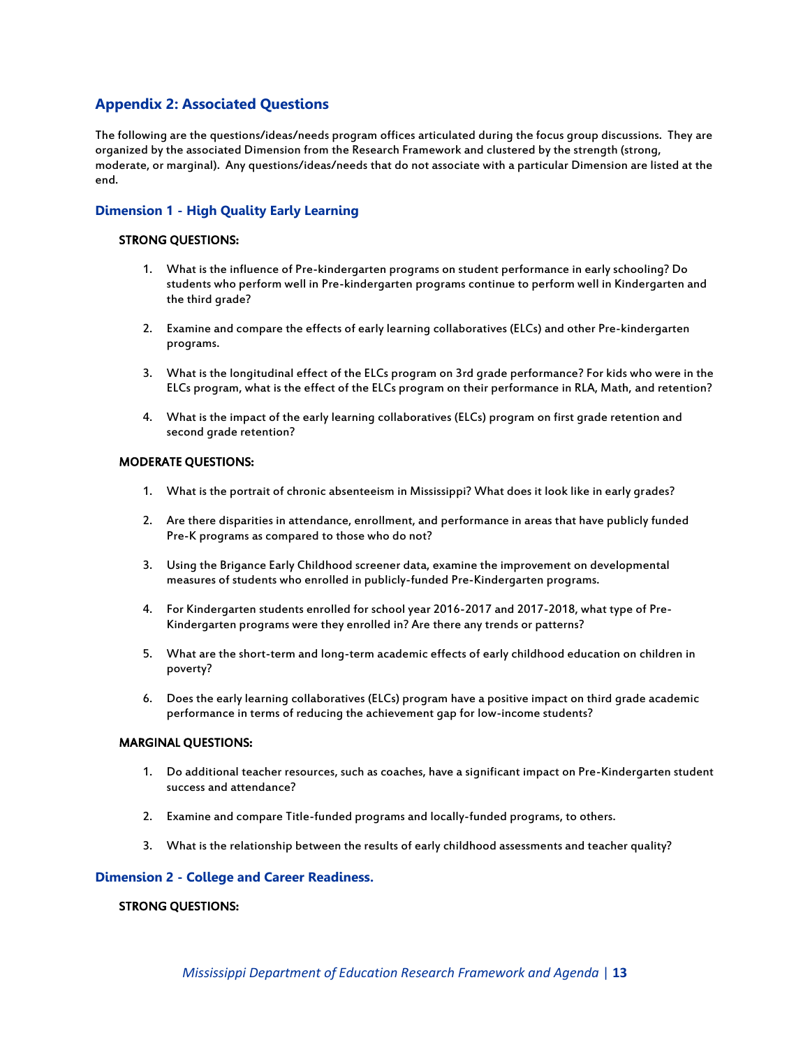## Appendix 2: Associated Questions

The following are the questions/ideas/needs program offices articulated during the focus group discussions. They are organized by the associated Dimension from the Research Framework and clustered by the strength (strong, moderate, or marginal). Any questions/ideas/needs that do not associate with a particular Dimension are listed at the end.

### Dimension 1 - High Quality Early Learning

**STRONG QUESTIONS:**

1. What is the influence of Pre-kindergarten programs on student performance in early schooling? Do students who perform well in Pre-kindergarten programs continue to perform well in Kindergarten and the third grade?

2. Examine and compare the effects of early learning collaboratives (ELCs) and other Pre-kindergarten programs.

3. What is the longitudinal effect of the ELCs program on 3rd grade performance? For kids who were in the ELCs program, what is the effect of the ELCs program on their performance in RLA, Math, and retention?

4. What is the impact of the early learning collaboratives (ELCs) program on first grade retention and second grade retention?

**MODERATE QUESTIONS:**

1. What is the portrait of chronic absenteeism in Mississippi? What does it look like in early grades?

2. Are there disparities in attendance, enrollment, and performance in areas that have publicly funded Pre-K programs as compared to those who do not?

3. Using the Brigance Early Childhood screener data, examine the improvement on developmental measures of students who enrolled in publicly-funded Pre-Kindergarten programs.

4. For Kindergarten students enrolled for school year 2016-2017 and 2017-2018, what type of Pre-Kindergarten programs were they enrolled in? Are there any trends or patterns?

5. What are the short-term and long-term academic effects of early childhood education on children in poverty?

6. Does the early learning collaboratives (ELCs) program have a positive impact on third grade academic performance in terms of reducing the achievement gap for low-income students?

**MARGINAL QUESTIONS:**

1. Do additional teacher resources, such as coaches, have a significant impact on Pre-Kindergarten student success and attendance?

2. Examine and compare Title-funded programs and locally-funded programs, to others.

3. What is the relationship between the results of early childhood assessments and teacher quality?

### Dimension 2 - College and Career Readiness.

**STRONG QUESTIONS:**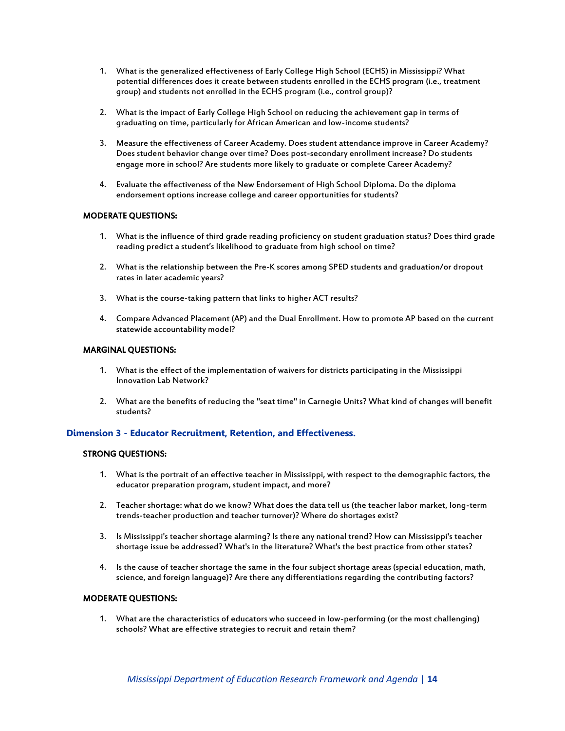1. What is the generalized effectiveness of Early College High School (ECHS) in Mississippi? What potential differences does it create between students enrolled in the ECHS program (i.e., treatment group) and students not enrolled in the ECHS program (i.e., control group)?

2. What is the impact of Early College High School on reducing the achievement gap in terms of graduating on time, particularly for African American and low-income students?

3. Measure the effectiveness of Career Academy. Does student attendance improve in Career Academy? Does student behavior change over time? Does post-secondary enrollment increase? Do students engage more in school? Are students more likely to graduate or complete Career Academy?

4. Evaluate the effectiveness of the New Endorsement of High School Diploma. Do the diploma endorsement options increase college and career opportunities for students?

**MODERATE QUESTIONS:**

1. What is the influence of third grade reading proficiency on student graduation status? Does third grade reading predict a student's likelihood to graduate from high school on time?

2. What is the relationship between the Pre-K scores among SPED students and graduation/or dropout rates in later academic years?

3. What is the course-taking pattern that links to higher ACT results?

4. Compare Advanced Placement (AP) and the Dual Enrollment. How to promote AP based on the current statewide accountability model?

**MARGINAL QUESTIONS:**

1. What is the effect of the implementation of waivers for districts participating in the Mississippi Innovation Lab Network?

2. What are the benefits of reducing the "seat time" in Carnegie Units? What kind of changes will benefit students?

## Dimension 3 - Educator Recruitment, Retention, and Effectiveness.

**STRONG QUESTIONS:**

1. What is the portrait of an effective teacher in Mississippi, with respect to the demographic factors, the educator preparation program, student impact, and more?

2. Teacher shortage: what do we know? What does the data tell us (the teacher labor market, long-term trends-teacher production and teacher turnover)? Where do shortages exist?

3. Is Mississippi's teacher shortage alarming? Is there any national trend? How can Mississippi's teacher shortage issue be addressed? What's in the literature? What's the best practice from other states?

4. Is the cause of teacher shortage the same in the four subject shortage areas (special education, math, science, and foreign language)? Are there any differentiations regarding the contributing factors?

**MODERATE QUESTIONS:**

1. What are the characteristics of educators who succeed in low-performing (or the most challenging) schools? What are effective strategies to recruit and retain them?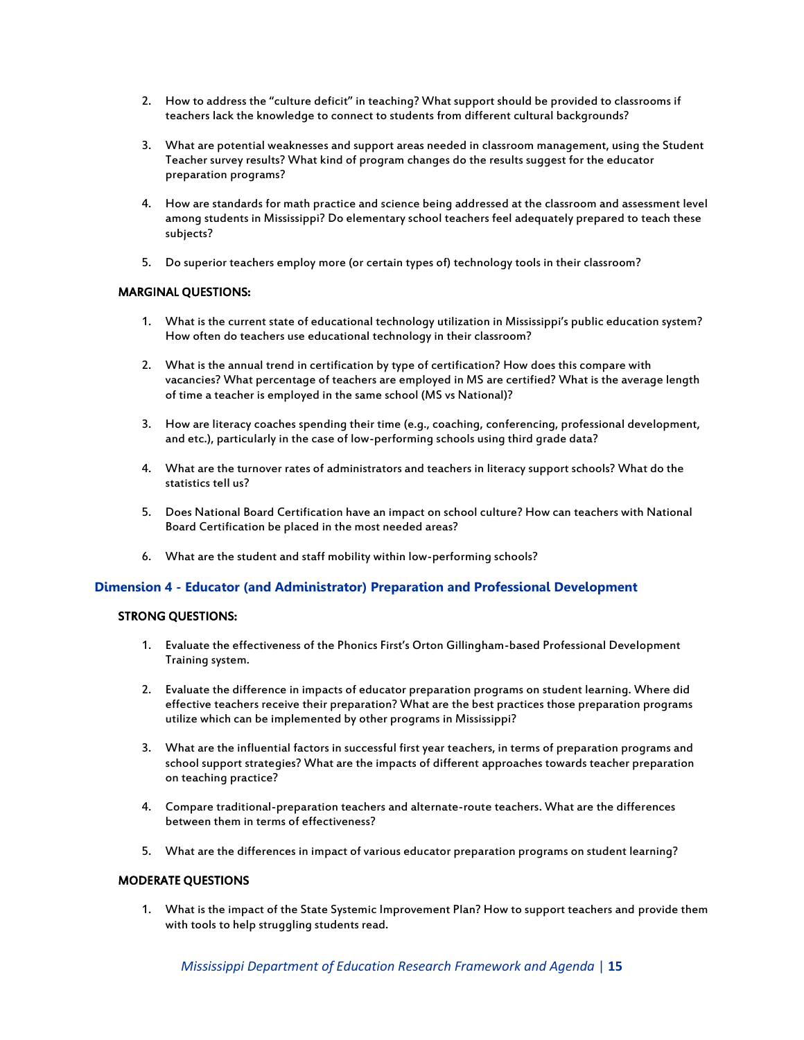2. How to address the "culture deficit" in teaching? What support should be provided to classrooms if teachers lack the knowledge to connect to students from different cultural backgrounds?

3. What are potential weaknesses and support areas needed in classroom management, using the Student Teacher survey results? What kind of program changes do the results suggest for the educator preparation programs?

4. How are standards for math practice and science being addressed at the classroom and assessment level among students in Mississippi? Do elementary school teachers feel adequately prepared to teach these subjects?

5. Do superior teachers employ more (or certain types of) technology tools in their classroom?

**MARGINAL QUESTIONS:**

1. What is the current state of educational technology utilization in Mississippi's public education system? How often do teachers use educational technology in their classroom?

2. What is the annual trend in certification by type of certification? How does this compare with vacancies? What percentage of teachers are employed in MS are certified? What is the average length of time a teacher is employed in the same school (MS vs National)?

3. How are literacy coaches spending their time (e.g., coaching, conferencing, professional development, and etc.), particularly in the case of low-performing schools using third grade data?

4. What are the turnover rates of administrators and teachers in literacy support schools? What do the statistics tell us?

5. Does National Board Certification have an impact on school culture? How can teachers with National Board Certification be placed in the most needed areas?

6. What are the student and staff mobility within low-performing schools?

### Dimension 4 - Educator (and Administrator) Preparation and Professional Development

**STRONG QUESTIONS:**

1. Evaluate the effectiveness of the Phonics First's Orton Gillingham-based Professional Development Training system.

2. Evaluate the difference in impacts of educator preparation programs on student learning. Where did effective teachers receive their preparation? What are the best practices those preparation programs utilize which can be implemented by other programs in Mississippi?

3. What are the influential factors in successful first year teachers, in terms of preparation programs and school support strategies? What are the impacts of different approaches towards teacher preparation on teaching practice?

4. Compare traditional-preparation teachers and alternate-route teachers. What are the differences between them in terms of effectiveness?

5. What are the differences in impact of various educator preparation programs on student learning?

**MODERATE QUESTIONS**

1. What is the impact of the State Systemic Improvement Plan? How to support teachers and provide them with tools to help struggling students read.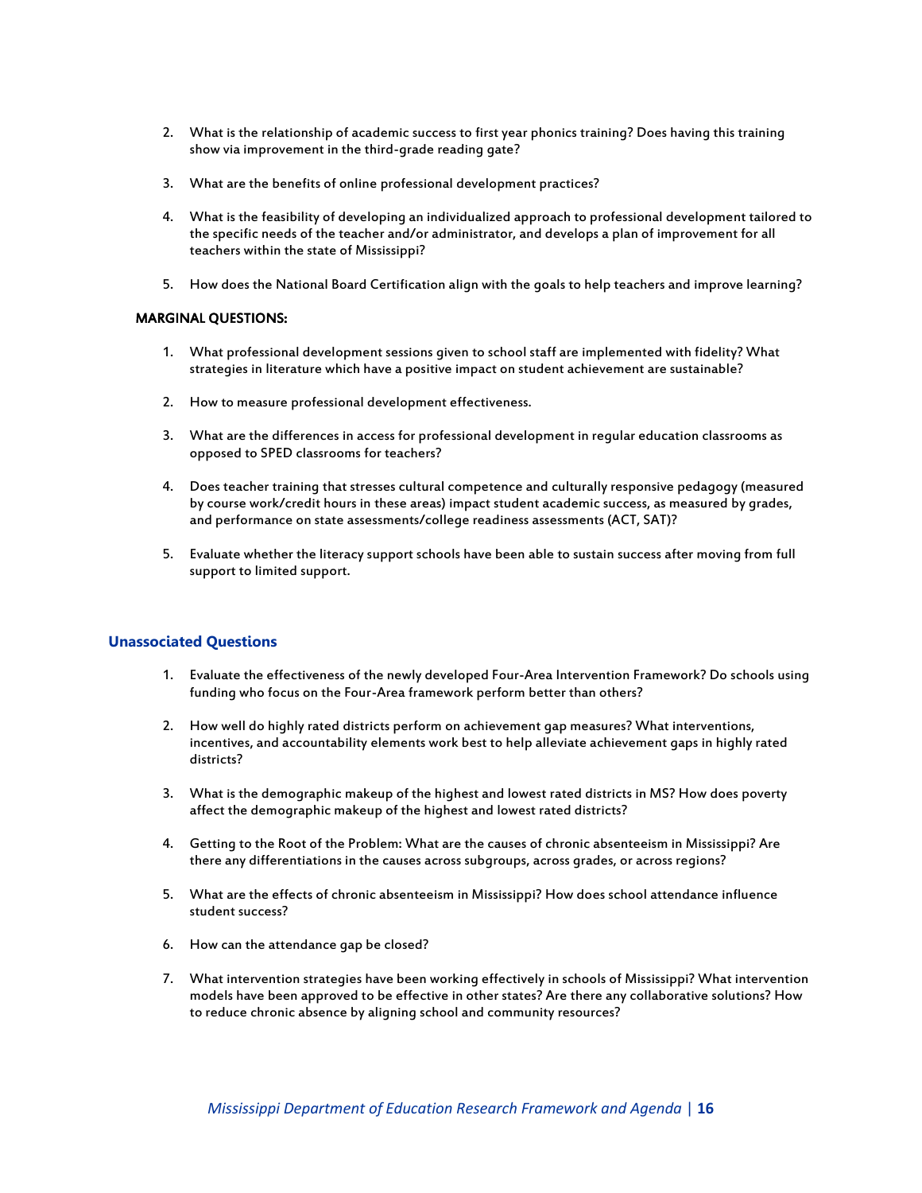2. What is the relationship of academic success to first year phonics training? Does having this training show via improvement in the third-grade reading gate?

3. What are the benefits of online professional development practices?

4. What is the feasibility of developing an individualized approach to professional development tailored to the specific needs of the teacher and/or administrator, and develops a plan of improvement for all teachers within the state of Mississippi?

5. How does the National Board Certification align with the goals to help teachers and improve learning?

**MARGINAL QUESTIONS:**

1. What professional development sessions given to school staff are implemented with fidelity? What strategies in literature which have a positive impact on student achievement are sustainable?

2. How to measure professional development effectiveness.

3. What are the differences in access for professional development in regular education classrooms as opposed to SPED classrooms for teachers?

4. Does teacher training that stresses cultural competence and culturally responsive pedagogy (measured by course work/credit hours in these areas) impact student academic success, as measured by grades, and performance on state assessments/college readiness assessments (ACT, SAT)?

5. Evaluate whether the literacy support schools have been able to sustain success after moving from full support to limited support.

### Unassociated Questions

1. Evaluate the effectiveness of the newly developed Four-Area Intervention Framework? Do schools using funding who focus on the Four-Area framework perform better than others?

2. How well do highly rated districts perform on achievement gap measures? What interventions, incentives, and accountability elements work best to help alleviate achievement gaps in highly rated districts?

3. What is the demographic makeup of the highest and lowest rated districts in MS? How does poverty affect the demographic makeup of the highest and lowest rated districts?

4. Getting to the Root of the Problem: What are the causes of chronic absenteeism in Mississippi? Are there any differentiations in the causes across subgroups, across grades, or across regions?

5. What are the effects of chronic absenteeism in Mississippi? How does school attendance influence student success?

6. How can the attendance gap be closed?

7. What intervention strategies have been working effectively in schools of Mississippi? What intervention models have been approved to be effective in other states? Are there any collaborative solutions? How to reduce chronic absence by aligning school and community resources?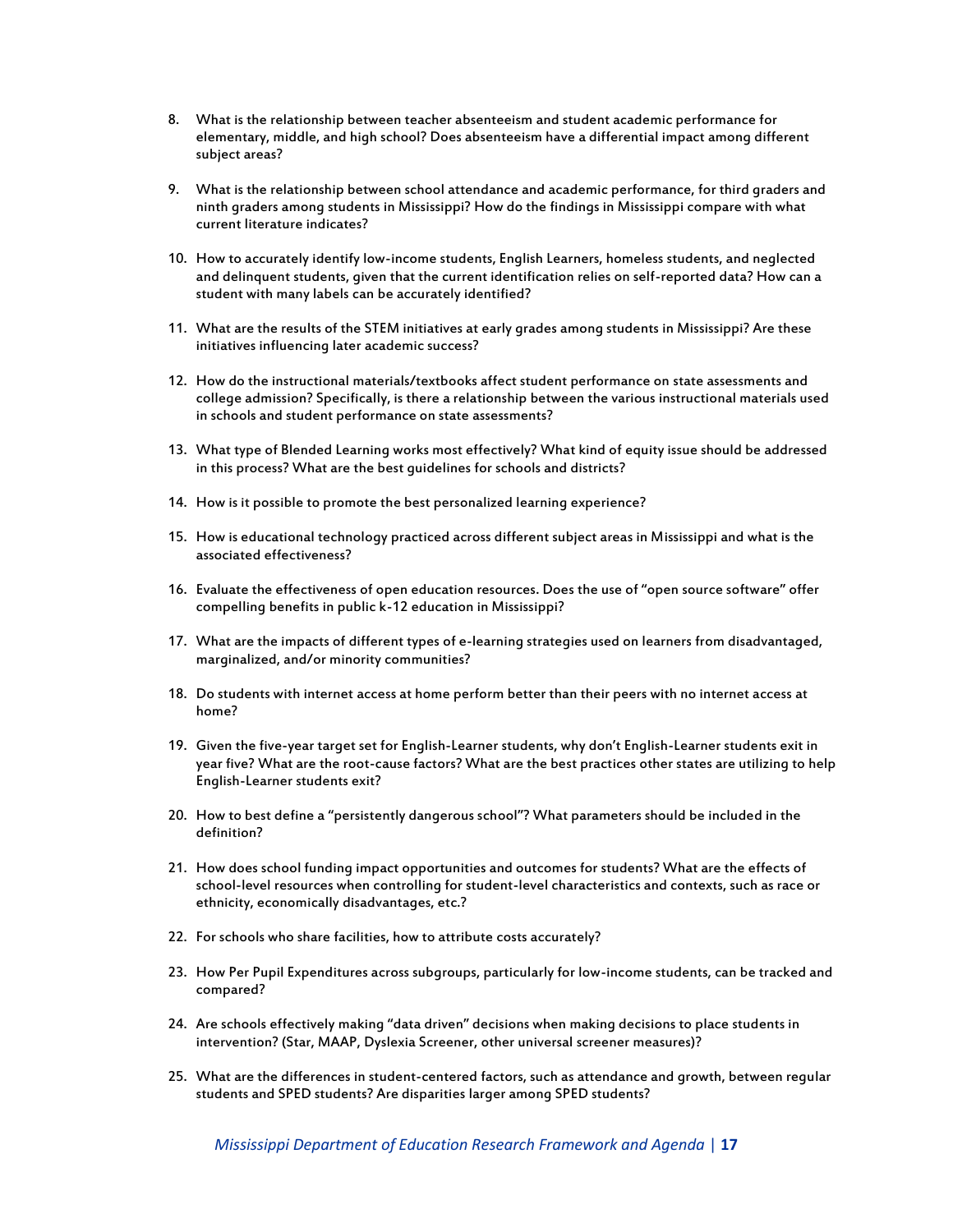8. What is the relationship between teacher absenteeism and student academic performance for elementary, middle, and high school? Does absenteeism have a differential impact among different subject areas?

9. What is the relationship between school attendance and academic performance, for third graders and ninth graders among students in Mississippi? How do the findings in Mississippi compare with what current literature indicates?

10. How to accurately identify low-income students, English Learners, homeless students, and neglected and delinquent students, given that the current identification relies on self-reported data? How can a student with many labels can be accurately identified?

11. What are the results of the STEM initiatives at early grades among students in Mississippi? Are these initiatives influencing later academic success?

12. How do the instructional materials/textbooks affect student performance on state assessments and college admission? Specifically, is there a relationship between the various instructional materials used in schools and student performance on state assessments?

13. What type of Blended Learning works most effectively? What kind of equity issue should be addressed in this process? What are the best guidelines for schools and districts?

14. How is it possible to promote the best personalized learning experience?

15. How is educational technology practiced across different subject areas in Mississippi and what is the associated effectiveness?

16. Evaluate the effectiveness of open education resources. Does the use of "open source software" offer compelling benefits in public k-12 education in Mississippi?

17. What are the impacts of different types of e-learning strategies used on learners from disadvantaged, marginalized, and/or minority communities?

18. Do students with internet access at home perform better than their peers with no internet access at home?

19. Given the five-year target set for English-Learner students, why don't English-Learner students exit in year five? What are the root-cause factors? What are the best practices other states are utilizing to help English-Learner students exit?

20. How to best define a "persistently dangerous school"? What parameters should be included in the definition?

21. How does school funding impact opportunities and outcomes for students? What are the effects of school-level resources when controlling for student-level characteristics and contexts, such as race or ethnicity, economically disadvantages, etc.?

22. For schools who share facilities, how to attribute costs accurately?

23. How Per Pupil Expenditures across subgroups, particularly for low-income students, can be tracked and compared?

24. Are schools effectively making "data driven" decisions when making decisions to place students in intervention? (Star, MAAP, Dyslexia Screener, other universal screener measures)?

25. What are the differences in student-centered factors, such as attendance and growth, between regular students and SPED students? Are disparities larger among SPED students?